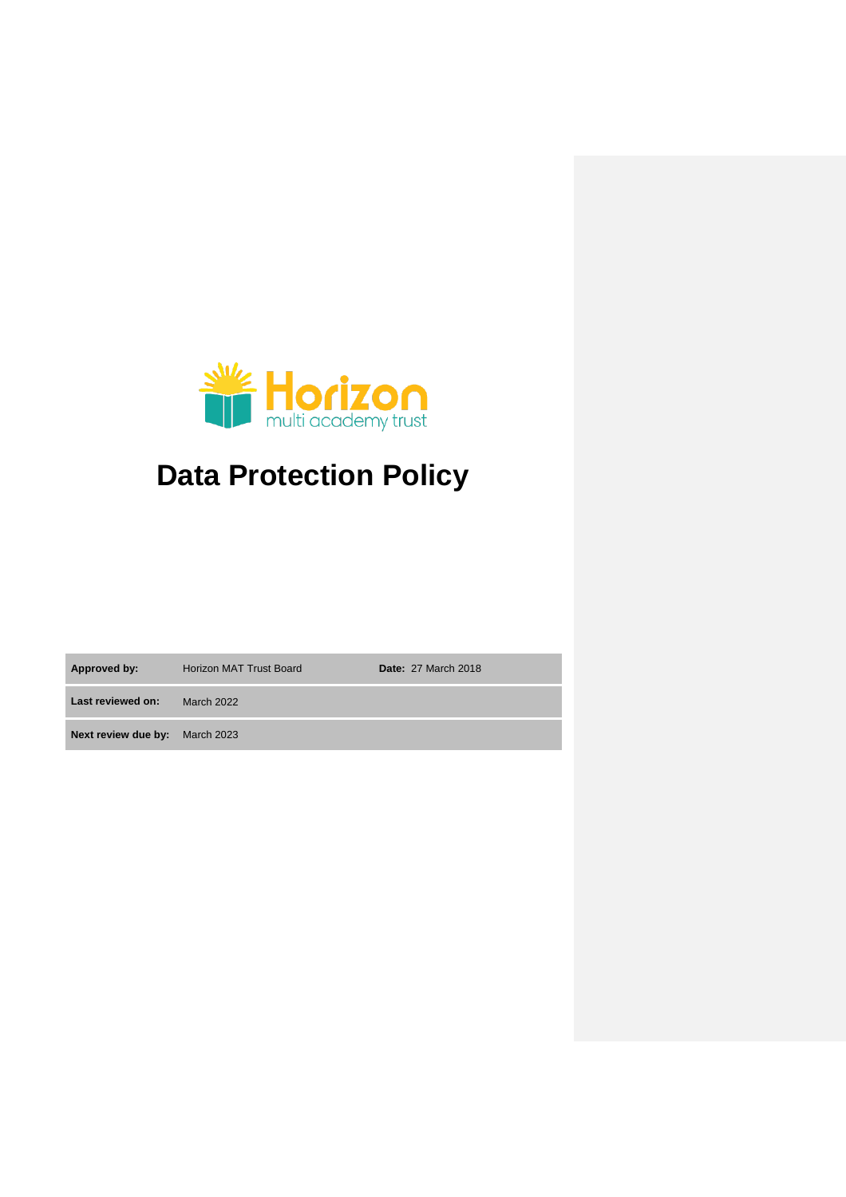Horizon multi academy trust

# Data Protection Policy

| | | |
|---|---|---|
| **Approved by:** | Horizon MAT Trust Board | **Date:** 27 March 2018 |
| **Last reviewed on:** | March 2022 | |
| **Next review due by:** | March 2023 | |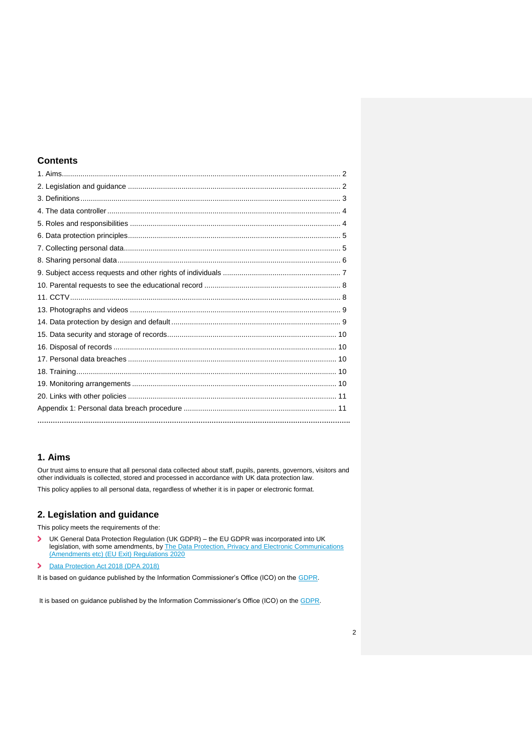## Contents

1. Aims ..... 2
2. Legislation and guidance ..... 2
3. Definitions ..... 3
4. The data controller ..... 4
5. Roles and responsibilities ..... 4
6. Data protection principles ..... 5
7. Collecting personal data ..... 5
8. Sharing personal data ..... 6
9. Subject access requests and other rights of individuals ..... 7
10. Parental requests to see the educational record ..... 8
11. CCTV ..... 8
13. Photographs and videos ..... 9
14. Data protection by design and default ..... 9
15. Data security and storage of records ..... 10
16. Disposal of records ..... 10
17. Personal data breaches ..... 10
18. Training ..... 10
19. Monitoring arrangements ..... 10
20. Links with other policies ..... 11

Appendix 1: Personal data breach procedure ..... 11

## 1. Aims

Our trust aims to ensure that all personal data collected about staff, pupils, parents, governors, visitors and other individuals is collected, stored and processed in accordance with UK data protection law.

This policy applies to all personal data, regardless of whether it is in paper or electronic format.

## 2. Legislation and guidance

This policy meets the requirements of the:

- UK General Data Protection Regulation (UK GDPR) – the EU GDPR was incorporated into UK legislation, with some amendments, by The Data Protection, Privacy and Electronic Communications (Amendments etc) (EU Exit) Regulations 2020
- Data Protection Act 2018 (DPA 2018)

It is based on guidance published by the Information Commissioner's Office (ICO) on the GDPR.

It is based on guidance published by the Information Commissioner's Office (ICO) on the GDPR.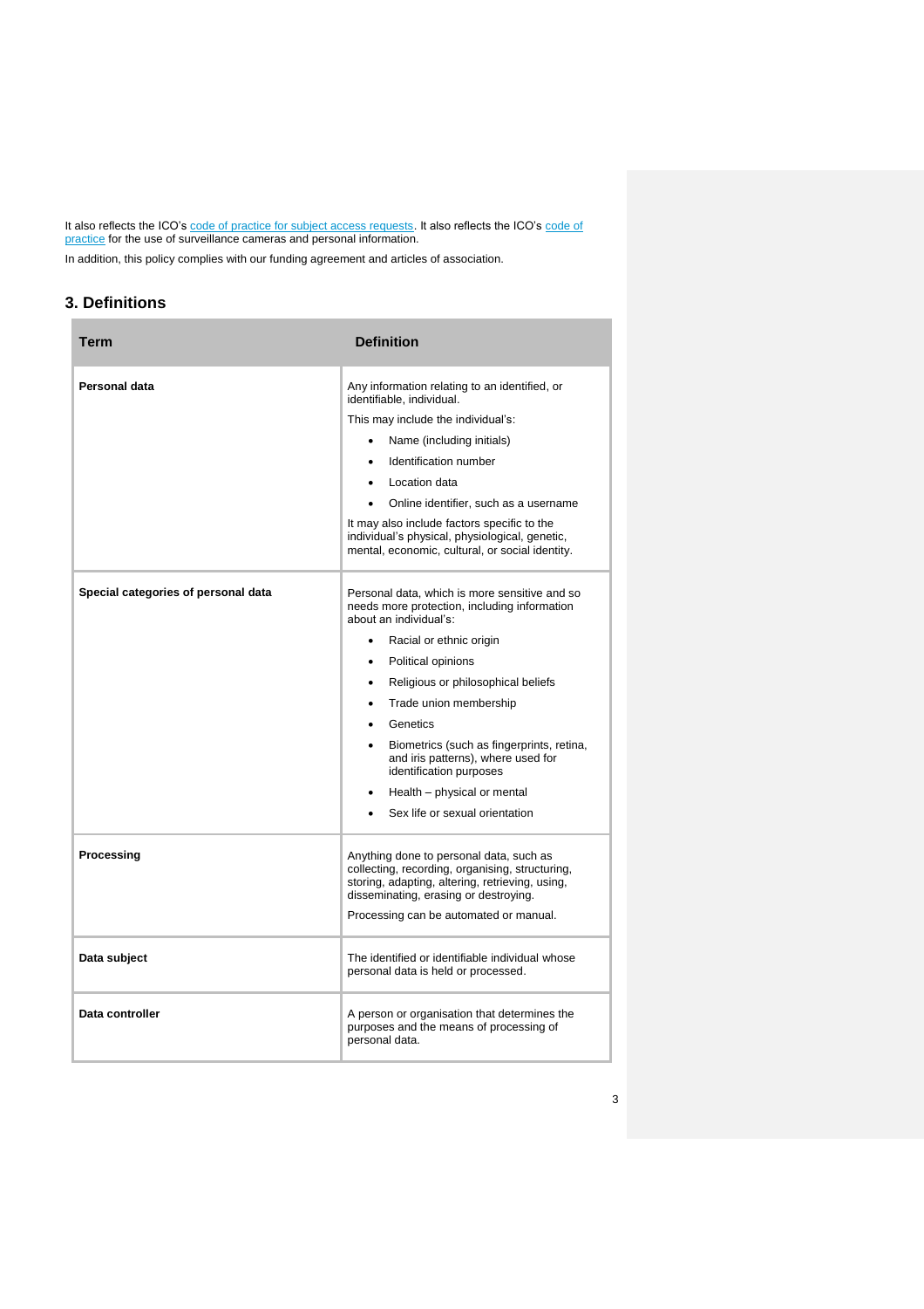It also reflects the ICO's [code of practice for subject access requests](). It also reflects the ICO's [code of practice]() for the use of surveillance cameras and personal information.

In addition, this policy complies with our funding agreement and articles of association.

## 3. Definitions

| Term | Definition |
| --- | --- |
| **Personal data** | Any information relating to an identified, or identifiable, individual.<br>This may include the individual's:<br>• Name (including initials)<br>• Identification number<br>• Location data<br>• Online identifier, such as a username<br>It may also include factors specific to the individual's physical, physiological, genetic, mental, economic, cultural, or social identity. |
| **Special categories of personal data** | Personal data, which is more sensitive and so needs more protection, including information about an individual's:<br>• Racial or ethnic origin<br>• Political opinions<br>• Religious or philosophical beliefs<br>• Trade union membership<br>• Genetics<br>• Biometrics (such as fingerprints, retina, and iris patterns), where used for identification purposes<br>• Health – physical or mental<br>• Sex life or sexual orientation |
| **Processing** | Anything done to personal data, such as collecting, recording, organising, structuring, storing, adapting, altering, retrieving, using, disseminating, erasing or destroying.<br>Processing can be automated or manual. |
| **Data subject** | The identified or identifiable individual whose personal data is held or processed. |
| **Data controller** | A person or organisation that determines the purposes and the means of processing of personal data. |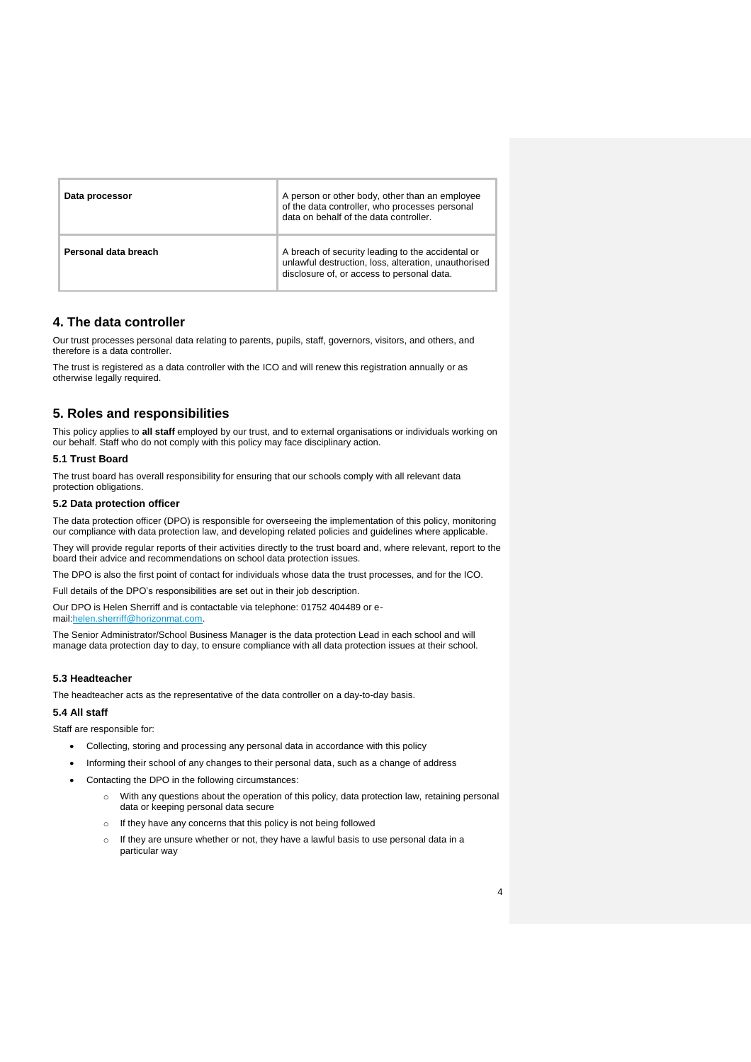| **Data processor** | A person or other body, other than an employee of the data controller, who processes personal data on behalf of the data controller. |
| --- | --- |
| **Personal data breach** | A breach of security leading to the accidental or unlawful destruction, loss, alteration, unauthorised disclosure of, or access to personal data. |

## 4. The data controller

Our trust processes personal data relating to parents, pupils, staff, governors, visitors, and others, and therefore is a data controller.

The trust is registered as a data controller with the ICO and will renew this registration annually or as otherwise legally required.

## 5. Roles and responsibilities

This policy applies to **all staff** employed by our trust, and to external organisations or individuals working on our behalf. Staff who do not comply with this policy may face disciplinary action.

### 5.1 Trust Board

The trust board has overall responsibility for ensuring that our schools comply with all relevant data protection obligations.

### 5.2 Data protection officer

The data protection officer (DPO) is responsible for overseeing the implementation of this policy, monitoring our compliance with data protection law, and developing related policies and guidelines where applicable.

They will provide regular reports of their activities directly to the trust board and, where relevant, report to the board their advice and recommendations on school data protection issues.

The DPO is also the first point of contact for individuals whose data the trust processes, and for the ICO.

Full details of the DPO's responsibilities are set out in their job description.

Our DPO is Helen Sherriff and is contactable via telephone: 01752 404489 or e-mail:helen.sherriff@horizonmat.com.

The Senior Administrator/School Business Manager is the data protection Lead in each school and will manage data protection day to day, to ensure compliance with all data protection issues at their school.

### 5.3 Headteacher

The headteacher acts as the representative of the data controller on a day-to-day basis.

### 5.4 All staff

Staff are responsible for:

- Collecting, storing and processing any personal data in accordance with this policy
- Informing their school of any changes to their personal data, such as a change of address
- Contacting the DPO in the following circumstances:
    - With any questions about the operation of this policy, data protection law, retaining personal data or keeping personal data secure
    - If they have any concerns that this policy is not being followed
    - If they are unsure whether or not, they have a lawful basis to use personal data in a particular way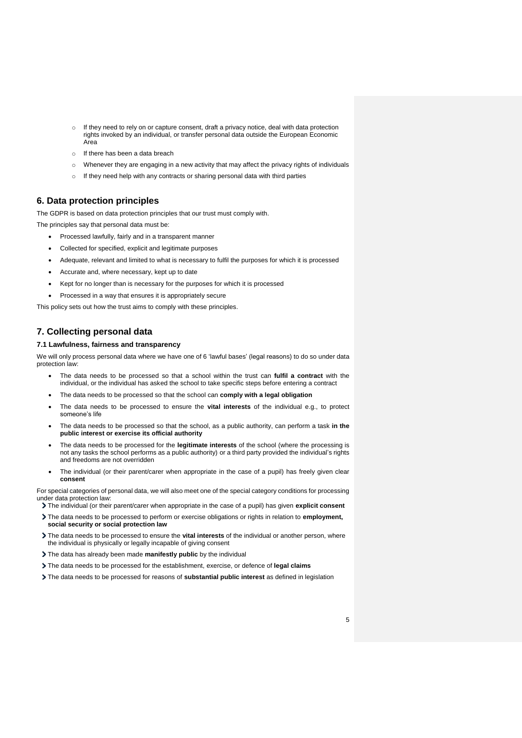- If they need to rely on or capture consent, draft a privacy notice, deal with data protection rights invoked by an individual, or transfer personal data outside the European Economic Area
- If there has been a data breach
- Whenever they are engaging in a new activity that may affect the privacy rights of individuals
- If they need help with any contracts or sharing personal data with third parties

## 6. Data protection principles

The GDPR is based on data protection principles that our trust must comply with.

The principles say that personal data must be:

- Processed lawfully, fairly and in a transparent manner
- Collected for specified, explicit and legitimate purposes
- Adequate, relevant and limited to what is necessary to fulfil the purposes for which it is processed
- Accurate and, where necessary, kept up to date
- Kept for no longer than is necessary for the purposes for which it is processed
- Processed in a way that ensures it is appropriately secure

This policy sets out how the trust aims to comply with these principles.

## 7. Collecting personal data

### 7.1 Lawfulness, fairness and transparency

We will only process personal data where we have one of 6 'lawful bases' (legal reasons) to do so under data protection law:

- The data needs to be processed so that a school within the trust can **fulfil a contract** with the individual, or the individual has asked the school to take specific steps before entering a contract
- The data needs to be processed so that the school can **comply with a legal obligation**
- The data needs to be processed to ensure the **vital interests** of the individual e.g., to protect someone's life
- The data needs to be processed so that the school, as a public authority, can perform a task **in the public interest or exercise its official authority**
- The data needs to be processed for the **legitimate interests** of the school (where the processing is not any tasks the school performs as a public authority) or a third party provided the individual's rights and freedoms are not overridden
- The individual (or their parent/carer when appropriate in the case of a pupil) has freely given clear **consent**

For special categories of personal data, we will also meet one of the special category conditions for processing under data protection law:

- The individual (or their parent/carer when appropriate in the case of a pupil) has given **explicit consent**
- The data needs to be processed to perform or exercise obligations or rights in relation to **employment, social security or social protection law**
- The data needs to be processed to ensure the **vital interests** of the individual or another person, where the individual is physically or legally incapable of giving consent
- The data has already been made **manifestly public** by the individual
- The data needs to be processed for the establishment, exercise, or defence of **legal claims**
- The data needs to be processed for reasons of **substantial public interest** as defined in legislation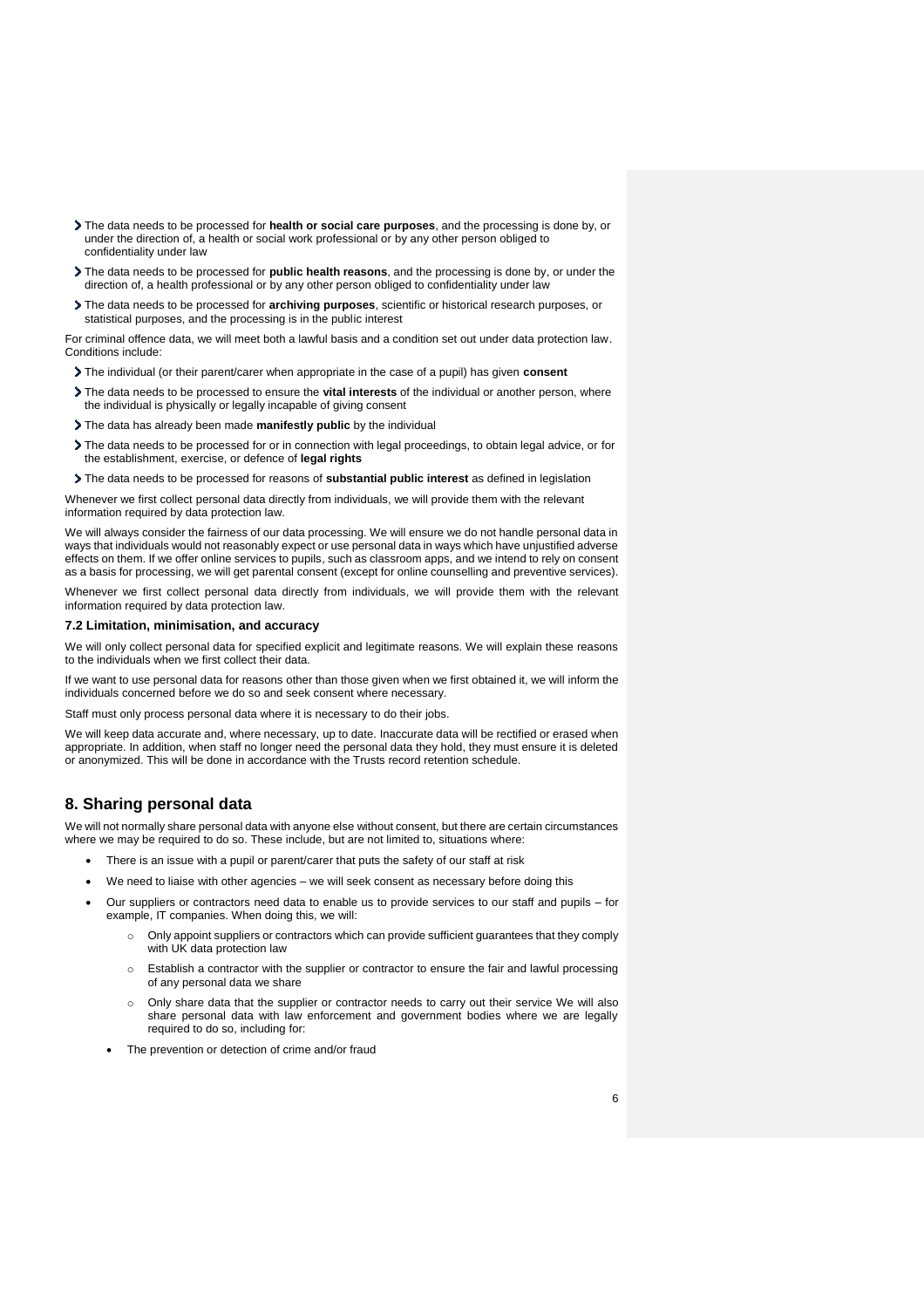- The data needs to be processed for **health or social care purposes**, and the processing is done by, or under the direction of, a health or social work professional or by any other person obliged to confidentiality under law
- The data needs to be processed for **public health reasons**, and the processing is done by, or under the direction of, a health professional or by any other person obliged to confidentiality under law
- The data needs to be processed for **archiving purposes**, scientific or historical research purposes, or statistical purposes, and the processing is in the public interest

For criminal offence data, we will meet both a lawful basis and a condition set out under data protection law. Conditions include:

- The individual (or their parent/carer when appropriate in the case of a pupil) has given **consent**
- The data needs to be processed to ensure the **vital interests** of the individual or another person, where the individual is physically or legally incapable of giving consent
- The data has already been made **manifestly public** by the individual
- The data needs to be processed for or in connection with legal proceedings, to obtain legal advice, or for the establishment, exercise, or defence of **legal rights**
- The data needs to be processed for reasons of **substantial public interest** as defined in legislation

Whenever we first collect personal data directly from individuals, we will provide them with the relevant information required by data protection law.

We will always consider the fairness of our data processing. We will ensure we do not handle personal data in ways that individuals would not reasonably expect or use personal data in ways which have unjustified adverse effects on them. If we offer online services to pupils, such as classroom apps, and we intend to rely on consent as a basis for processing, we will get parental consent (except for online counselling and preventive services).

Whenever we first collect personal data directly from individuals, we will provide them with the relevant information required by data protection law.

### 7.2 Limitation, minimisation, and accuracy

We will only collect personal data for specified explicit and legitimate reasons. We will explain these reasons to the individuals when we first collect their data.

If we want to use personal data for reasons other than those given when we first obtained it, we will inform the individuals concerned before we do so and seek consent where necessary.

Staff must only process personal data where it is necessary to do their jobs.

We will keep data accurate and, where necessary, up to date. Inaccurate data will be rectified or erased when appropriate. In addition, when staff no longer need the personal data they hold, they must ensure it is deleted or anonymized. This will be done in accordance with the Trusts record retention schedule.

## 8. Sharing personal data

We will not normally share personal data with anyone else without consent, but there are certain circumstances where we may be required to do so. These include, but are not limited to, situations where:

- There is an issue with a pupil or parent/carer that puts the safety of our staff at risk
- We need to liaise with other agencies – we will seek consent as necessary before doing this
- Our suppliers or contractors need data to enable us to provide services to our staff and pupils – for example, IT companies. When doing this, we will:
  - Only appoint suppliers or contractors which can provide sufficient guarantees that they comply with UK data protection law
  - Establish a contractor with the supplier or contractor to ensure the fair and lawful processing of any personal data we share
  - Only share data that the supplier or contractor needs to carry out their service We will also share personal data with law enforcement and government bodies where we are legally required to do so, including for:
- The prevention or detection of crime and/or fraud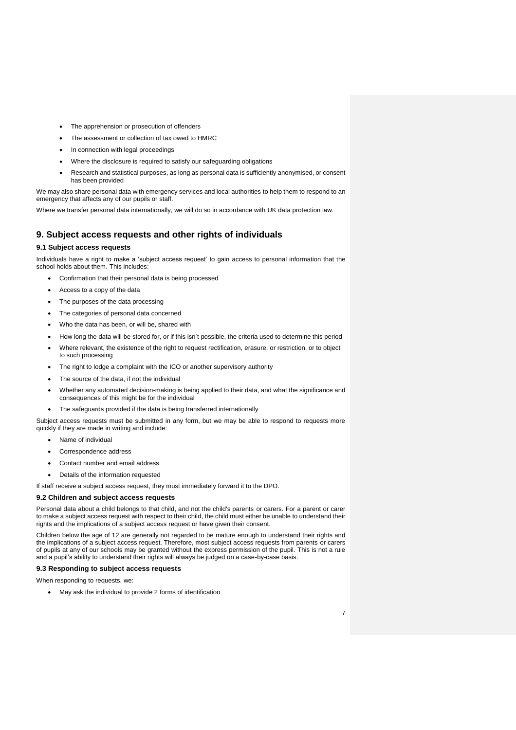- The apprehension or prosecution of offenders
- The assessment or collection of tax owed to HMRC
- In connection with legal proceedings
- Where the disclosure is required to satisfy our safeguarding obligations
- Research and statistical purposes, as long as personal data is sufficiently anonymised, or consent has been provided

We may also share personal data with emergency services and local authorities to help them to respond to an emergency that affects any of our pupils or staff.

Where we transfer personal data internationally, we will do so in accordance with UK data protection law.

## 9. Subject access requests and other rights of individuals

### 9.1 Subject access requests

Individuals have a right to make a 'subject access request' to gain access to personal information that the school holds about them. This includes:

- Confirmation that their personal data is being processed
- Access to a copy of the data
- The purposes of the data processing
- The categories of personal data concerned
- Who the data has been, or will be, shared with
- How long the data will be stored for, or if this isn't possible, the criteria used to determine this period
- Where relevant, the existence of the right to request rectification, erasure, or restriction, or to object to such processing
- The right to lodge a complaint with the ICO or another supervisory authority
- The source of the data, if not the individual
- Whether any automated decision-making is being applied to their data, and what the significance and consequences of this might be for the individual
- The safeguards provided if the data is being transferred internationally

Subject access requests must be submitted in any form, but we may be able to respond to requests more quickly if they are made in writing and include:

- Name of individual
- Correspondence address
- Contact number and email address
- Details of the information requested

If staff receive a subject access request, they must immediately forward it to the DPO.

### 9.2 Children and subject access requests

Personal data about a child belongs to that child, and not the child's parents or carers. For a parent or carer to make a subject access request with respect to their child, the child must either be unable to understand their rights and the implications of a subject access request or have given their consent.

Children below the age of 12 are generally not regarded to be mature enough to understand their rights and the implications of a subject access request. Therefore, most subject access requests from parents or carers of pupils at any of our schools may be granted without the express permission of the pupil. This is not a rule and a pupil's ability to understand their rights will always be judged on a case-by-case basis.

### 9.3 Responding to subject access requests

When responding to requests, we:

- May ask the individual to provide 2 forms of identification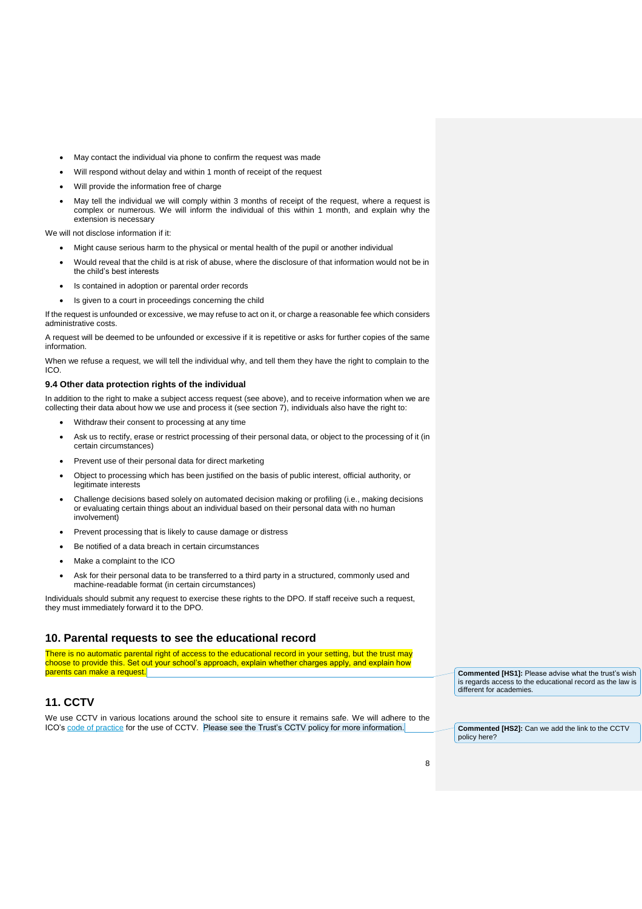- May contact the individual via phone to confirm the request was made
- Will respond without delay and within 1 month of receipt of the request
- Will provide the information free of charge
- May tell the individual we will comply within 3 months of receipt of the request, where a request is complex or numerous. We will inform the individual of this within 1 month, and explain why the extension is necessary

We will not disclose information if it:

- Might cause serious harm to the physical or mental health of the pupil or another individual
- Would reveal that the child is at risk of abuse, where the disclosure of that information would not be in the child's best interests
- Is contained in adoption or parental order records
- Is given to a court in proceedings concerning the child

If the request is unfounded or excessive, we may refuse to act on it, or charge a reasonable fee which considers administrative costs.

A request will be deemed to be unfounded or excessive if it is repetitive or asks for further copies of the same information.

When we refuse a request, we will tell the individual why, and tell them they have the right to complain to the ICO.

### 9.4 Other data protection rights of the individual

In addition to the right to make a subject access request (see above), and to receive information when we are collecting their data about how we use and process it (see section 7), individuals also have the right to:

- Withdraw their consent to processing at any time
- Ask us to rectify, erase or restrict processing of their personal data, or object to the processing of it (in certain circumstances)
- Prevent use of their personal data for direct marketing
- Object to processing which has been justified on the basis of public interest, official authority, or legitimate interests
- Challenge decisions based solely on automated decision making or profiling (i.e., making decisions or evaluating certain things about an individual based on their personal data with no human involvement)
- Prevent processing that is likely to cause damage or distress
- Be notified of a data breach in certain circumstances
- Make a complaint to the ICO
- Ask for their personal data to be transferred to a third party in a structured, commonly used and machine-readable format (in certain circumstances)

Individuals should submit any request to exercise these rights to the DPO. If staff receive such a request, they must immediately forward it to the DPO.

## 10. Parental requests to see the educational record

There is no automatic parental right of access to the educational record in your setting, but the trust may choose to provide this. Set out your school's approach, explain whether charges apply, and explain how parents can make a request.

> **Commented [HS1]:** Please advise what the trust's wish is regards access to the educational record as the law is different for academies.

## 11. CCTV

We use CCTV in various locations around the school site to ensure it remains safe. We will adhere to the ICO's code of practice for the use of CCTV. Please see the Trust's CCTV policy for more information.

> **Commented [HS2]:** Can we add the link to the CCTV policy here?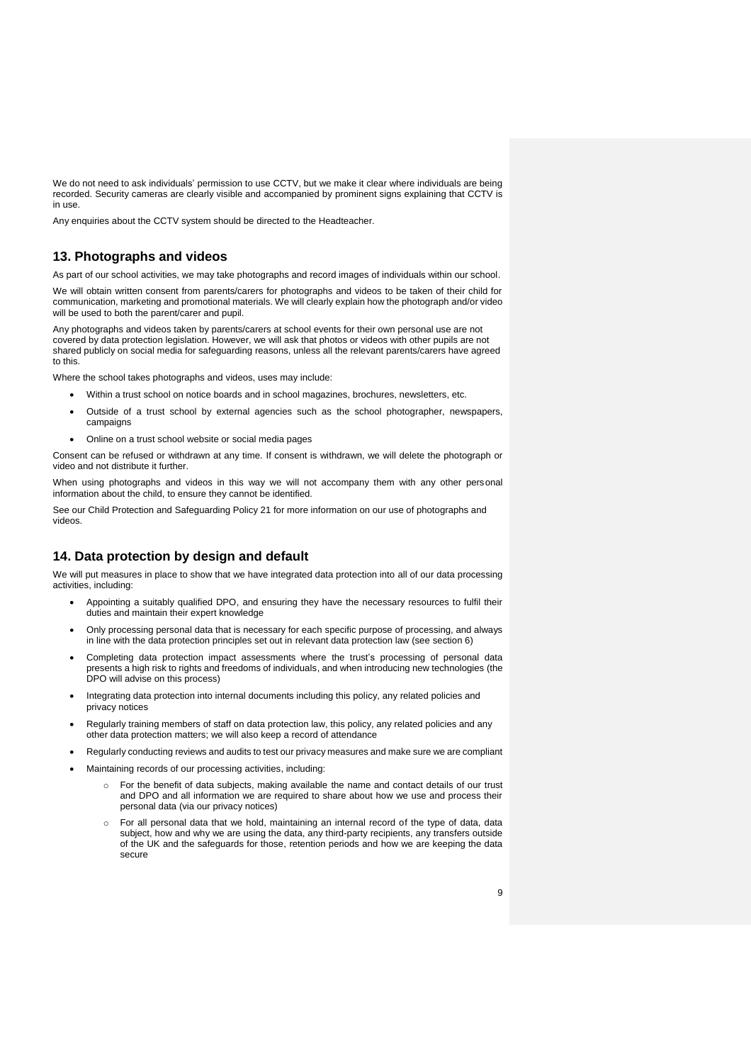We do not need to ask individuals' permission to use CCTV, but we make it clear where individuals are being recorded. Security cameras are clearly visible and accompanied by prominent signs explaining that CCTV is in use.

Any enquiries about the CCTV system should be directed to the Headteacher.

## 13. Photographs and videos

As part of our school activities, we may take photographs and record images of individuals within our school.

We will obtain written consent from parents/carers for photographs and videos to be taken of their child for communication, marketing and promotional materials. We will clearly explain how the photograph and/or video will be used to both the parent/carer and pupil.

Any photographs and videos taken by parents/carers at school events for their own personal use are not covered by data protection legislation. However, we will ask that photos or videos with other pupils are not shared publicly on social media for safeguarding reasons, unless all the relevant parents/carers have agreed to this.

Where the school takes photographs and videos, uses may include:

- Within a trust school on notice boards and in school magazines, brochures, newsletters, etc.
- Outside of a trust school by external agencies such as the school photographer, newspapers, campaigns
- Online on a trust school website or social media pages

Consent can be refused or withdrawn at any time. If consent is withdrawn, we will delete the photograph or video and not distribute it further.

When using photographs and videos in this way we will not accompany them with any other personal information about the child, to ensure they cannot be identified.

See our Child Protection and Safeguarding Policy 21 for more information on our use of photographs and videos.

## 14. Data protection by design and default

We will put measures in place to show that we have integrated data protection into all of our data processing activities, including:

- Appointing a suitably qualified DPO, and ensuring they have the necessary resources to fulfil their duties and maintain their expert knowledge
- Only processing personal data that is necessary for each specific purpose of processing, and always in line with the data protection principles set out in relevant data protection law (see section 6)
- Completing data protection impact assessments where the trust's processing of personal data presents a high risk to rights and freedoms of individuals, and when introducing new technologies (the DPO will advise on this process)
- Integrating data protection into internal documents including this policy, any related policies and privacy notices
- Regularly training members of staff on data protection law, this policy, any related policies and any other data protection matters; we will also keep a record of attendance
- Regularly conducting reviews and audits to test our privacy measures and make sure we are compliant
- Maintaining records of our processing activities, including:
  - For the benefit of data subjects, making available the name and contact details of our trust and DPO and all information we are required to share about how we use and process their personal data (via our privacy notices)
  - For all personal data that we hold, maintaining an internal record of the type of data, data subject, how and why we are using the data, any third-party recipients, any transfers outside of the UK and the safeguards for those, retention periods and how we are keeping the data secure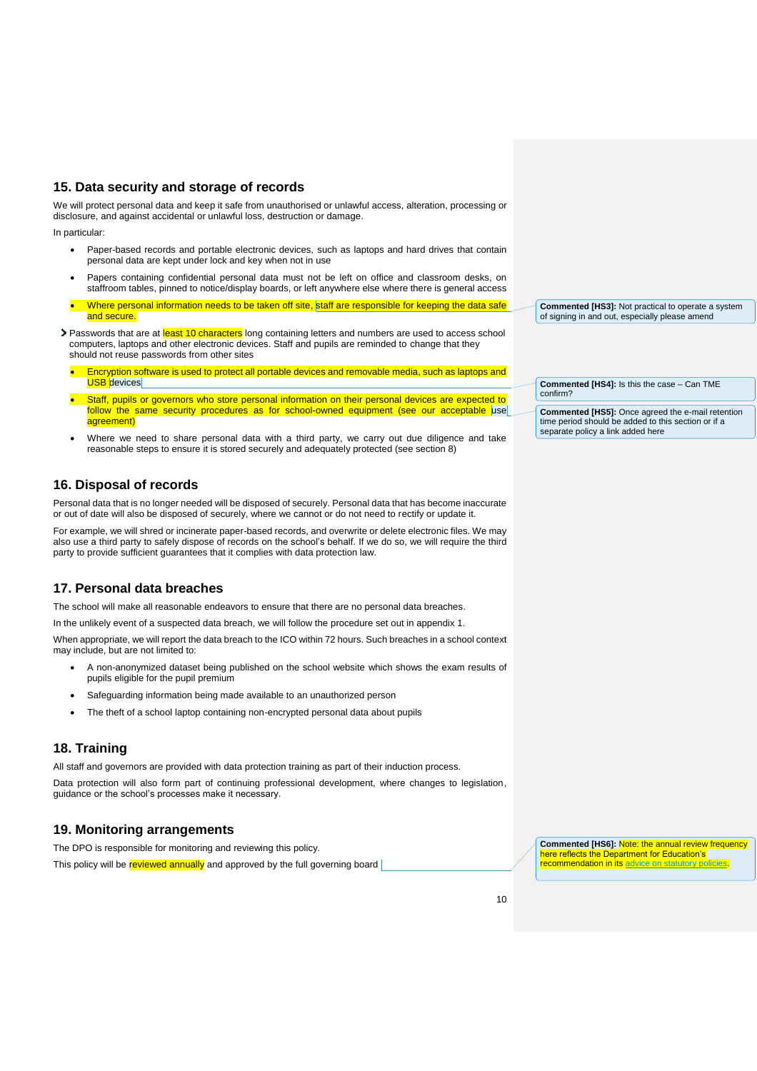## 15. Data security and storage of records

We will protect personal data and keep it safe from unauthorised or unlawful access, alteration, processing or disclosure, and against accidental or unlawful loss, destruction or damage.

In particular:

- Paper-based records and portable electronic devices, such as laptops and hard drives that contain personal data are kept under lock and key when not in use
- Papers containing confidential personal data must not be left on office and classroom desks, on staffroom tables, pinned to notice/display boards, or left anywhere else where there is general access
- Where personal information needs to be taken off site, staff are responsible for keeping the data safe and secure.
- Passwords that are at least 10 characters long containing letters and numbers are used to access school computers, laptops and other electronic devices. Staff and pupils are reminded to change that they should not reuse passwords from other sites
- Encryption software is used to protect all portable devices and removable media, such as laptops and USB devices
- Staff, pupils or governors who store personal information on their personal devices are expected to follow the same security procedures as for school-owned equipment (see our acceptable use agreement)
- Where we need to share personal data with a third party, we carry out due diligence and take reasonable steps to ensure it is stored securely and adequately protected (see section 8)

**Commented [HS3]:** Not practical to operate a system of signing in and out, especially please amend

**Commented [HS4]:** Is this the case – Can TME confirm?

**Commented [HS5]:** Once agreed the e-mail retention time period should be added to this section or if a separate policy a link added here

## 16. Disposal of records

Personal data that is no longer needed will be disposed of securely. Personal data that has become inaccurate or out of date will also be disposed of securely, where we cannot or do not need to rectify or update it.

For example, we will shred or incinerate paper-based records, and overwrite or delete electronic files. We may also use a third party to safely dispose of records on the school's behalf. If we do so, we will require the third party to provide sufficient guarantees that it complies with data protection law.

## 17. Personal data breaches

The school will make all reasonable endeavors to ensure that there are no personal data breaches.

In the unlikely event of a suspected data breach, we will follow the procedure set out in appendix 1.

When appropriate, we will report the data breach to the ICO within 72 hours. Such breaches in a school context may include, but are not limited to:

- A non-anonymized dataset being published on the school website which shows the exam results of pupils eligible for the pupil premium
- Safeguarding information being made available to an unauthorized person
- The theft of a school laptop containing non-encrypted personal data about pupils

## 18. Training

All staff and governors are provided with data protection training as part of their induction process.

Data protection will also form part of continuing professional development, where changes to legislation, guidance or the school's processes make it necessary.

## 19. Monitoring arrangements

The DPO is responsible for monitoring and reviewing this policy.

This policy will be reviewed annually and approved by the full governing board

**Commented [HS6]:** Note: the annual review frequency here reflects the Department for Education's recommendation in its advice on statutory policies.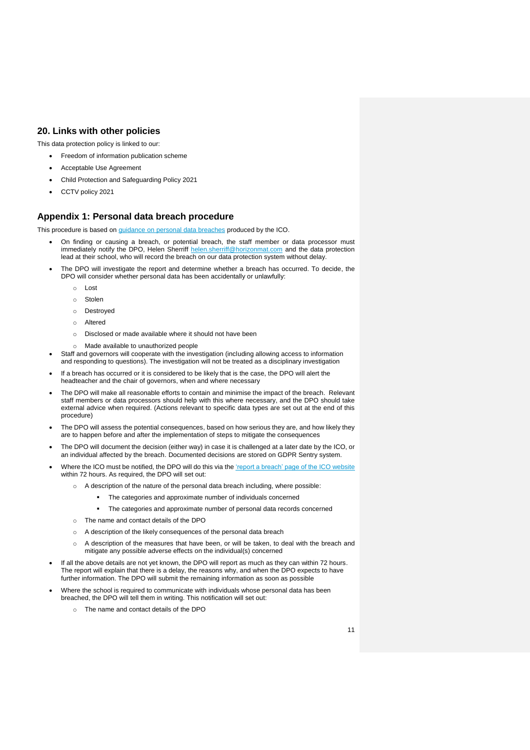## 20. Links with other policies

This data protection policy is linked to our:

- Freedom of information publication scheme
- Acceptable Use Agreement
- Child Protection and Safeguarding Policy 2021
- CCTV policy 2021

## Appendix 1: Personal data breach procedure

This procedure is based on [guidance on personal data breaches]() produced by the ICO.

- On finding or causing a breach, or potential breach, the staff member or data processor must immediately notify the DPO, Helen Sherriff [helen.sherriff@horizonmat.com]() and the data protection lead at their school, who will record the breach on our data protection system without delay.
- The DPO will investigate the report and determine whether a breach has occurred. To decide, the DPO will consider whether personal data has been accidentally or unlawfully:
    - Lost
    - Stolen
    - Destroyed
    - Altered
    - Disclosed or made available where it should not have been
    - Made available to unauthorized people
- Staff and governors will cooperate with the investigation (including allowing access to information and responding to questions). The investigation will not be treated as a disciplinary investigation
- If a breach has occurred or it is considered to be likely that is the case, the DPO will alert the headteacher and the chair of governors, when and where necessary
- The DPO will make all reasonable efforts to contain and minimise the impact of the breach. Relevant staff members or data processors should help with this where necessary, and the DPO should take external advice when required. (Actions relevant to specific data types are set out at the end of this procedure)
- The DPO will assess the potential consequences, based on how serious they are, and how likely they are to happen before and after the implementation of steps to mitigate the consequences
- The DPO will document the decision (either way) in case it is challenged at a later date by the ICO, or an individual affected by the breach. Documented decisions are stored on GDPR Sentry system.
- Where the ICO must be notified, the DPO will do this via the ['report a breach' page of the ICO website]() within 72 hours. As required, the DPO will set out:
    - A description of the nature of the personal data breach including, where possible:
        - The categories and approximate number of individuals concerned
        - The categories and approximate number of personal data records concerned
    - The name and contact details of the DPO
    - A description of the likely consequences of the personal data breach
    - A description of the measures that have been, or will be taken, to deal with the breach and mitigate any possible adverse effects on the individual(s) concerned
- If all the above details are not yet known, the DPO will report as much as they can within 72 hours. The report will explain that there is a delay, the reasons why, and when the DPO expects to have further information. The DPO will submit the remaining information as soon as possible
- Where the school is required to communicate with individuals whose personal data has been breached, the DPO will tell them in writing. This notification will set out:
    - The name and contact details of the DPO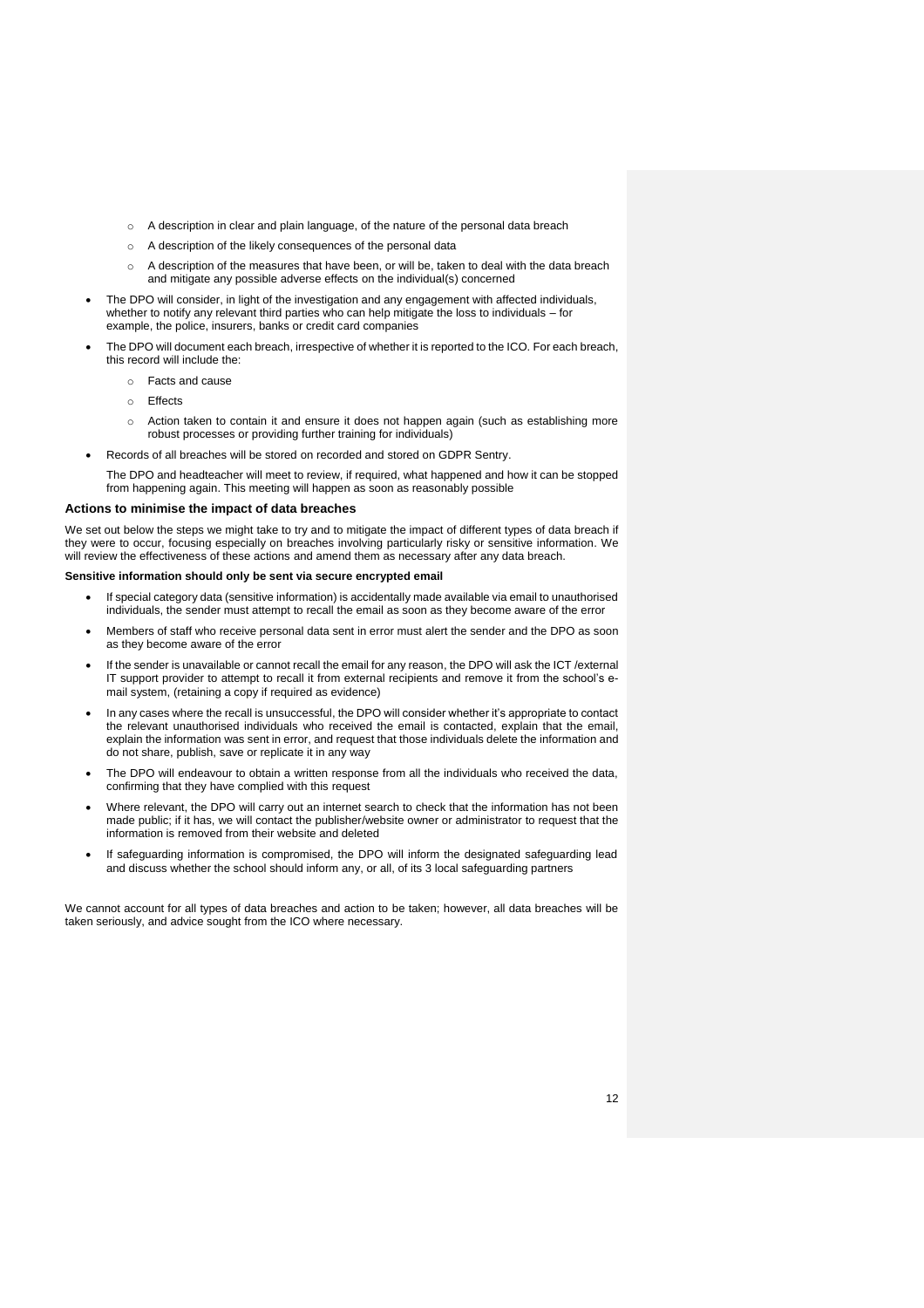- A description in clear and plain language, of the nature of the personal data breach
  - A description of the likely consequences of the personal data
  - A description of the measures that have been, or will be, taken to deal with the data breach and mitigate any possible adverse effects on the individual(s) concerned
- The DPO will consider, in light of the investigation and any engagement with affected individuals, whether to notify any relevant third parties who can help mitigate the loss to individuals – for example, the police, insurers, banks or credit card companies
- The DPO will document each breach, irrespective of whether it is reported to the ICO. For each breach, this record will include the:
  - Facts and cause
  - Effects
  - Action taken to contain it and ensure it does not happen again (such as establishing more robust processes or providing further training for individuals)
- Records of all breaches will be stored on recorded and stored on GDPR Sentry.

  The DPO and headteacher will meet to review, if required, what happened and how it can be stopped from happening again. This meeting will happen as soon as reasonably possible

### Actions to minimise the impact of data breaches

We set out below the steps we might take to try and to mitigate the impact of different types of data breach if they were to occur, focusing especially on breaches involving particularly risky or sensitive information. We will review the effectiveness of these actions and amend them as necessary after any data breach.

**Sensitive information should only be sent via secure encrypted email**

- If special category data (sensitive information) is accidentally made available via email to unauthorised individuals, the sender must attempt to recall the email as soon as they become aware of the error
- Members of staff who receive personal data sent in error must alert the sender and the DPO as soon as they become aware of the error
- If the sender is unavailable or cannot recall the email for any reason, the DPO will ask the ICT /external IT support provider to attempt to recall it from external recipients and remove it from the school's e-mail system, (retaining a copy if required as evidence)
- In any cases where the recall is unsuccessful, the DPO will consider whether it's appropriate to contact the relevant unauthorised individuals who received the email is contacted, explain that the email, explain the information was sent in error, and request that those individuals delete the information and do not share, publish, save or replicate it in any way
- The DPO will endeavour to obtain a written response from all the individuals who received the data, confirming that they have complied with this request
- Where relevant, the DPO will carry out an internet search to check that the information has not been made public; if it has, we will contact the publisher/website owner or administrator to request that the information is removed from their website and deleted
- If safeguarding information is compromised, the DPO will inform the designated safeguarding lead and discuss whether the school should inform any, or all, of its 3 local safeguarding partners

We cannot account for all types of data breaches and action to be taken; however, all data breaches will be taken seriously, and advice sought from the ICO where necessary.